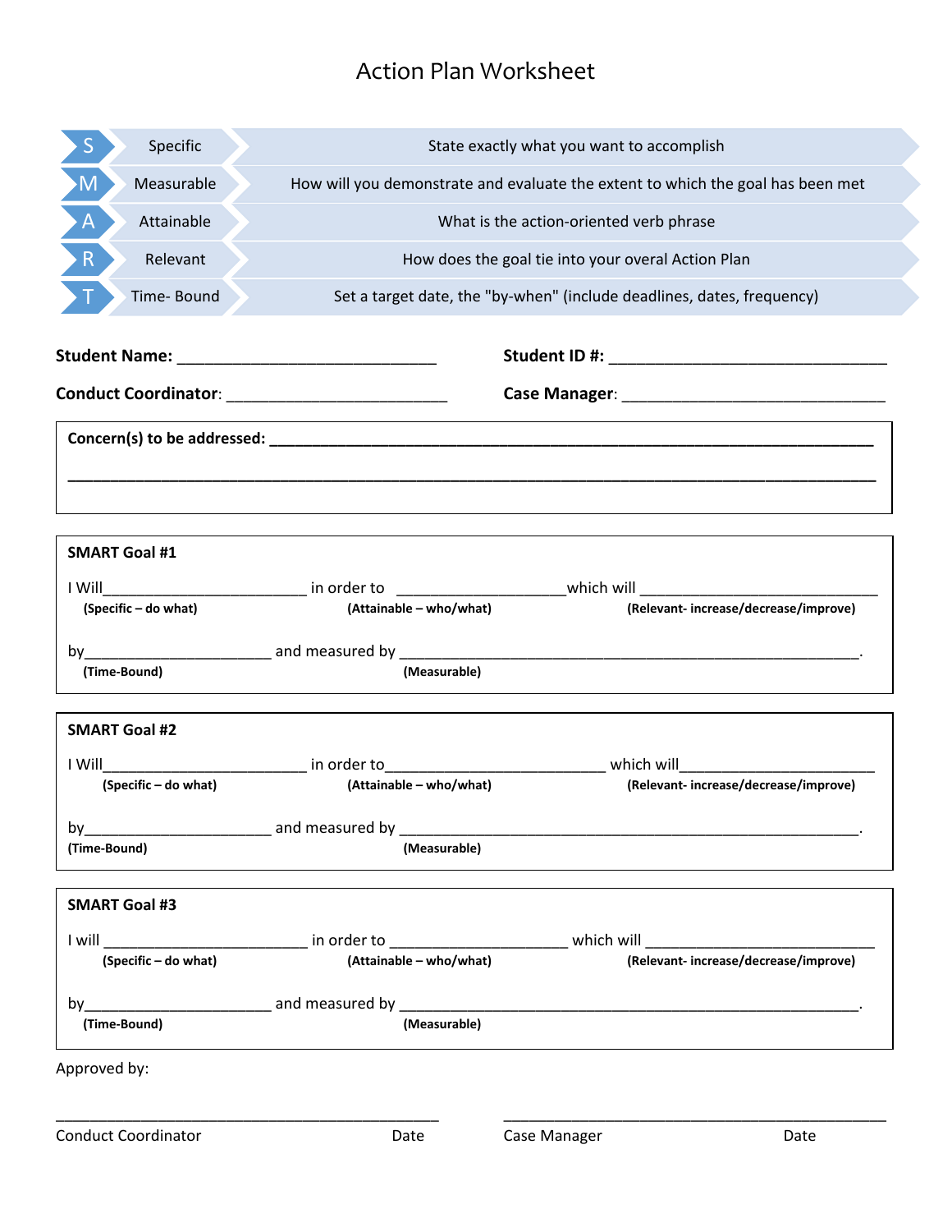# Action Plan Worksheet

| | | |
|---|---|---|
| S | Specific | State exactly what you want to accomplish |
| M | Measurable | How will you demonstrate and evaluate the extent to which the goal has been met |
| A | Attainable | What is the action-oriented verb phrase |
| R | Relevant | How does the goal tie into your overal Action Plan |
| T | Time- Bound | Set a target date, the "by-when" (include deadlines, dates, frequency) |

**Student Name:** ____________________________ **Student ID #:** ______________________________

**Conduct Coordinator**: ________________________ **Case Manager**: ____________________________

**Concern(s) to be addressed:** ______________________________________________________________

________________________________________________________________________________

**SMART Goal #1**

I Will_______________________ in order to ___________________which will ____________________________
**(Specific – do what)** **(Attainable – who/what)** **(Relevant- increase/decrease/improve)**

by_____________________ and measured by ___________________________________________________.
**(Time-Bound)** **(Measurable)**

**SMART Goal #2**

I Will_______________________ in order to________________________ which will______________________
**(Specific – do what)** **(Attainable – who/what)** **(Relevant- increase/decrease/improve)**

by_____________________ and measured by ___________________________________________________.
**(Time-Bound)** **(Measurable)**

**SMART Goal #3**

I will _______________________ in order to ___________________ which will _________________________
**(Specific – do what)** **(Attainable – who/what)** **(Relevant- increase/decrease/improve)**

by_____________________ and measured by ___________________________________________________.
**(Time-Bound)** **(Measurable)**

Approved by:

_____________________________________________ _____________________________________________
Conduct Coordinator Date Case Manager Date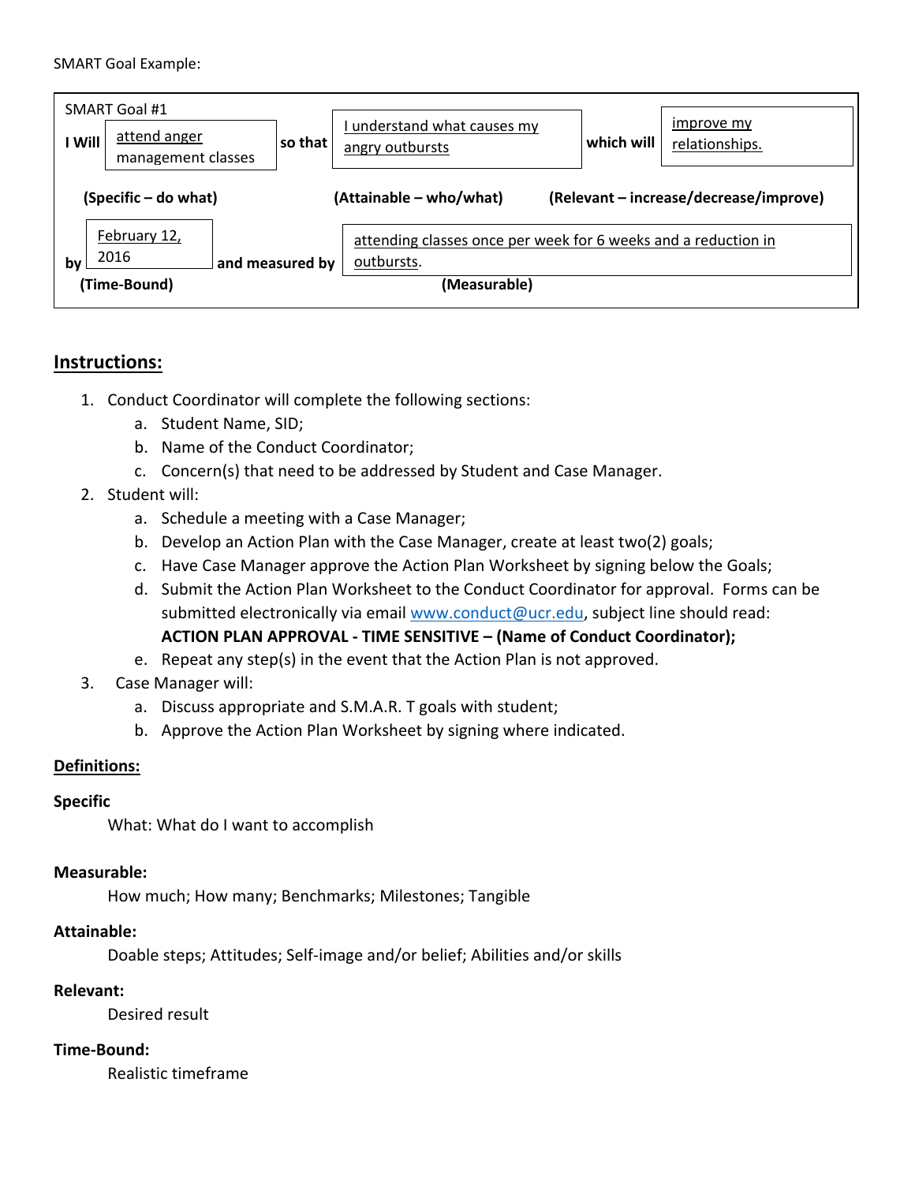SMART Goal Example:

SMART Goal #1

**I Will** attend anger management classes **so that** I understand what causes my angry outbursts **which will** improve my relationships.

**(Specific – do what)** **(Attainable – who/what)** **(Relevant – increase/decrease/improve)**

**by** February 12, 2016 **and measured by** attending classes once per week for 6 weeks and a reduction in outbursts.

**(Time-Bound)** **(Measurable)**

## Instructions:

1. Conduct Coordinator will complete the following sections:
   a. Student Name, SID;
   b. Name of the Conduct Coordinator;
   c. Concern(s) that need to be addressed by Student and Case Manager.
2. Student will:
   a. Schedule a meeting with a Case Manager;
   b. Develop an Action Plan with the Case Manager, create at least two(2) goals;
   c. Have Case Manager approve the Action Plan Worksheet by signing below the Goals;
   d. Submit the Action Plan Worksheet to the Conduct Coordinator for approval. Forms can be submitted electronically via email www.conduct@ucr.edu, subject line should read: **ACTION PLAN APPROVAL - TIME SENSITIVE – (Name of Conduct Coordinator);**
   e. Repeat any step(s) in the event that the Action Plan is not approved.
3. Case Manager will:
   a. Discuss appropriate and S.M.A.R. T goals with student;
   b. Approve the Action Plan Worksheet by signing where indicated.

**Definitions:**

**Specific**

What: What do I want to accomplish

**Measurable:**

How much; How many; Benchmarks; Milestones; Tangible

**Attainable:**

Doable steps; Attitudes; Self-image and/or belief; Abilities and/or skills

**Relevant:**

Desired result

**Time-Bound:**

Realistic timeframe